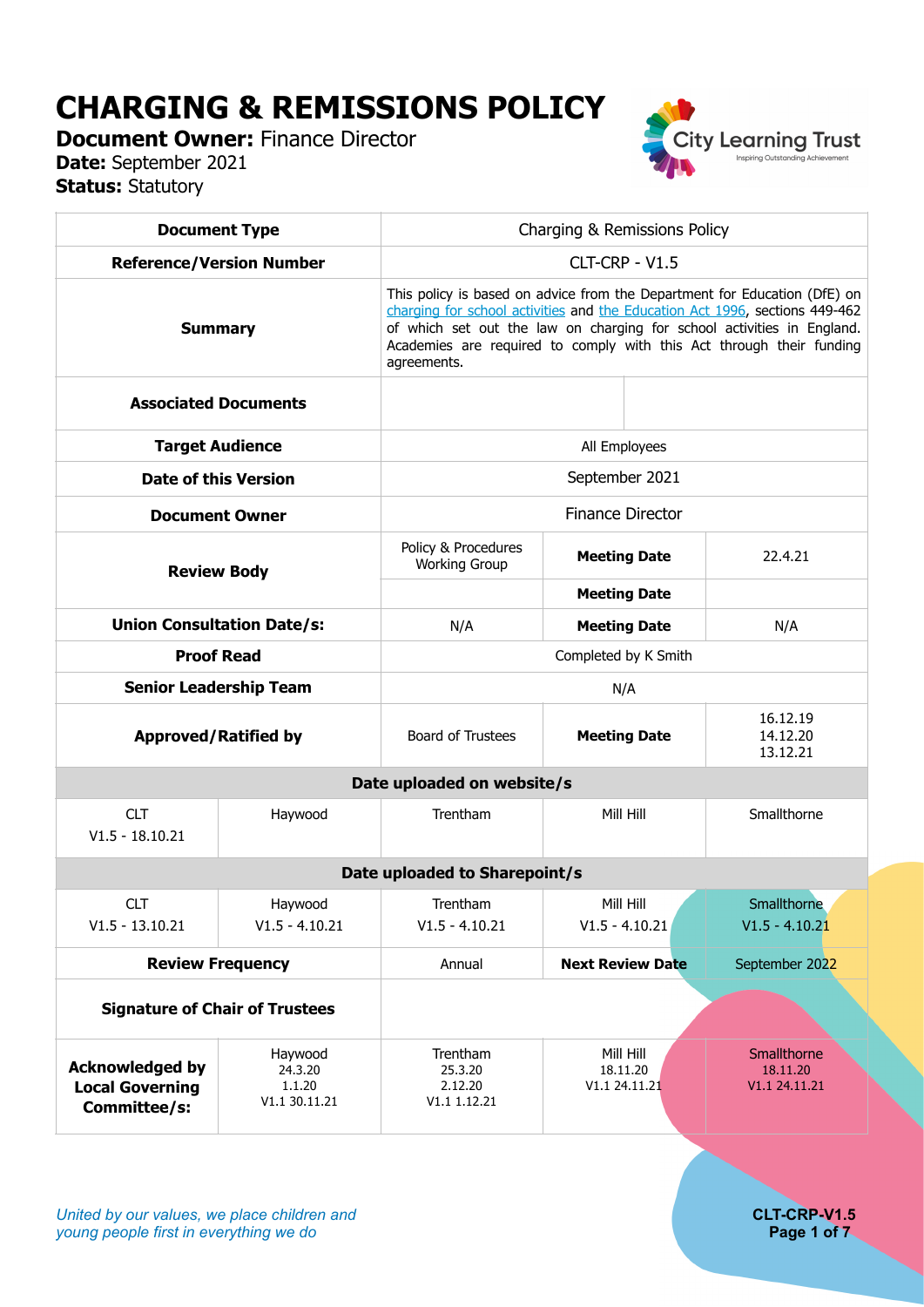# CHARGING & REMISSIONS POLICY

**Document Owner:** Finance Director
**Date:** September 2021
**Status:** Statutory

| Document Type | Charging & Remissions Policy | | | |
|---|---|---|---|---|
| **Reference/Version Number** | CLT-CRP - V1.5 | | | |
| **Summary** | This policy is based on advice from the Department for Education (DfE) on charging for school activities and the Education Act 1996, sections 449-462 of which set out the law on charging for school activities in England. Academies are required to comply with this Act through their funding agreements. | | | |
| **Associated Documents** | | | | |
| **Target Audience** | All Employees | | | |
| **Date of this Version** | September 2021 | | | |
| **Document Owner** | Finance Director | | | |
| **Review Body** | Policy & Procedures Working Group | **Meeting Date** | 22.4.21 | |
| | | **Meeting Date** | | |
| **Union Consultation Date/s:** | N/A | **Meeting Date** | N/A | |
| **Proof Read** | Completed by K Smith | | | |
| **Senior Leadership Team** | N/A | | | |
| **Approved/Ratified by** | Board of Trustees | **Meeting Date** | 16.12.19<br>14.12.20<br>13.12.21 | |
| **Date uploaded on website/s** | | | | |
| CLT<br>V1.5 - 18.10.21 | Haywood | Trentham | Mill Hill | Smallthorne |
| **Date uploaded to Sharepoint/s** | | | | |
| CLT<br>V1.5 - 13.10.21 | Haywood<br>V1.5 - 4.10.21 | Trentham<br>V1.5 - 4.10.21 | Mill Hill<br>V1.5 - 4.10.21 | Smallthorne<br>V1.5 - 4.10.21 |
| **Review Frequency** | Annual | **Next Review Date** | September 2022 | |
| **Signature of Chair of Trustees** | | | | |
| **Acknowledged by Local Governing Committee/s:** | Haywood<br>24.3.20<br>1.1.20<br>V1.1 30.11.21 | Trentham<br>25.3.20<br>2.12.20<br>V1.1 1.12.21 | Mill Hill<br>18.11.20<br>V1.1 24.11.21 | Smallthorne<br>18.11.20<br>V1.1 24.11.21 |

*United by our values, we place children and young people first in everything we do*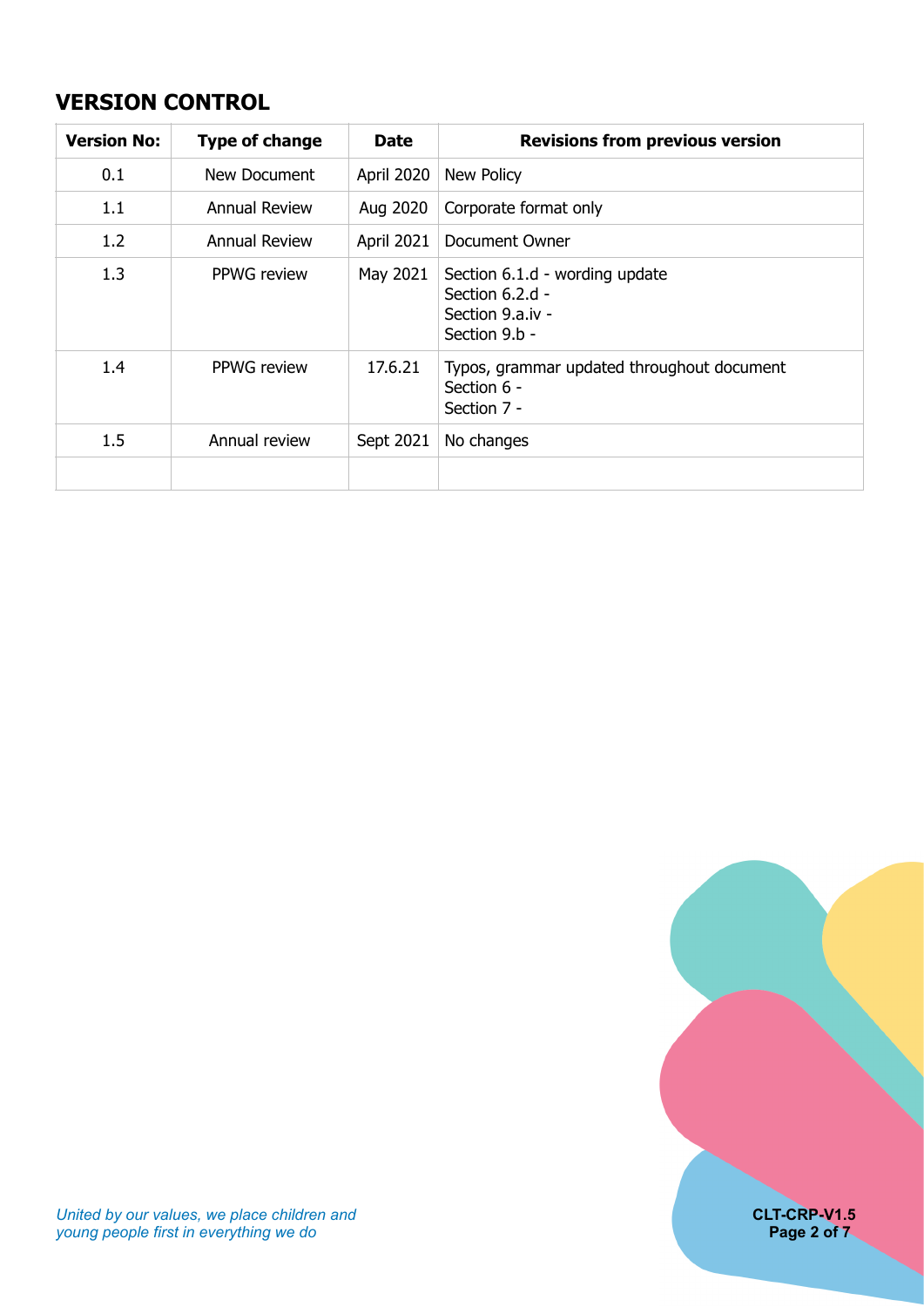## VERSION CONTROL

| Version No: | Type of change | Date | Revisions from previous version |
|---|---|---|---|
| 0.1 | New Document | April 2020 | New Policy |
| 1.1 | Annual Review | Aug 2020 | Corporate format only |
| 1.2 | Annual Review | April 2021 | Document Owner |
| 1.3 | PPWG review | May 2021 | Section 6.1.d - wording update<br>Section 6.2.d -<br>Section 9.a.iv -<br>Section 9.b - |
| 1.4 | PPWG review | 17.6.21 | Typos, grammar updated throughout document<br>Section 6 -<br>Section 7 - |
| 1.5 | Annual review | Sept 2021 | No changes |
| | | | |

*United by our values, we place children and young people first in everything we do*

**CLT-CRP-V1.5**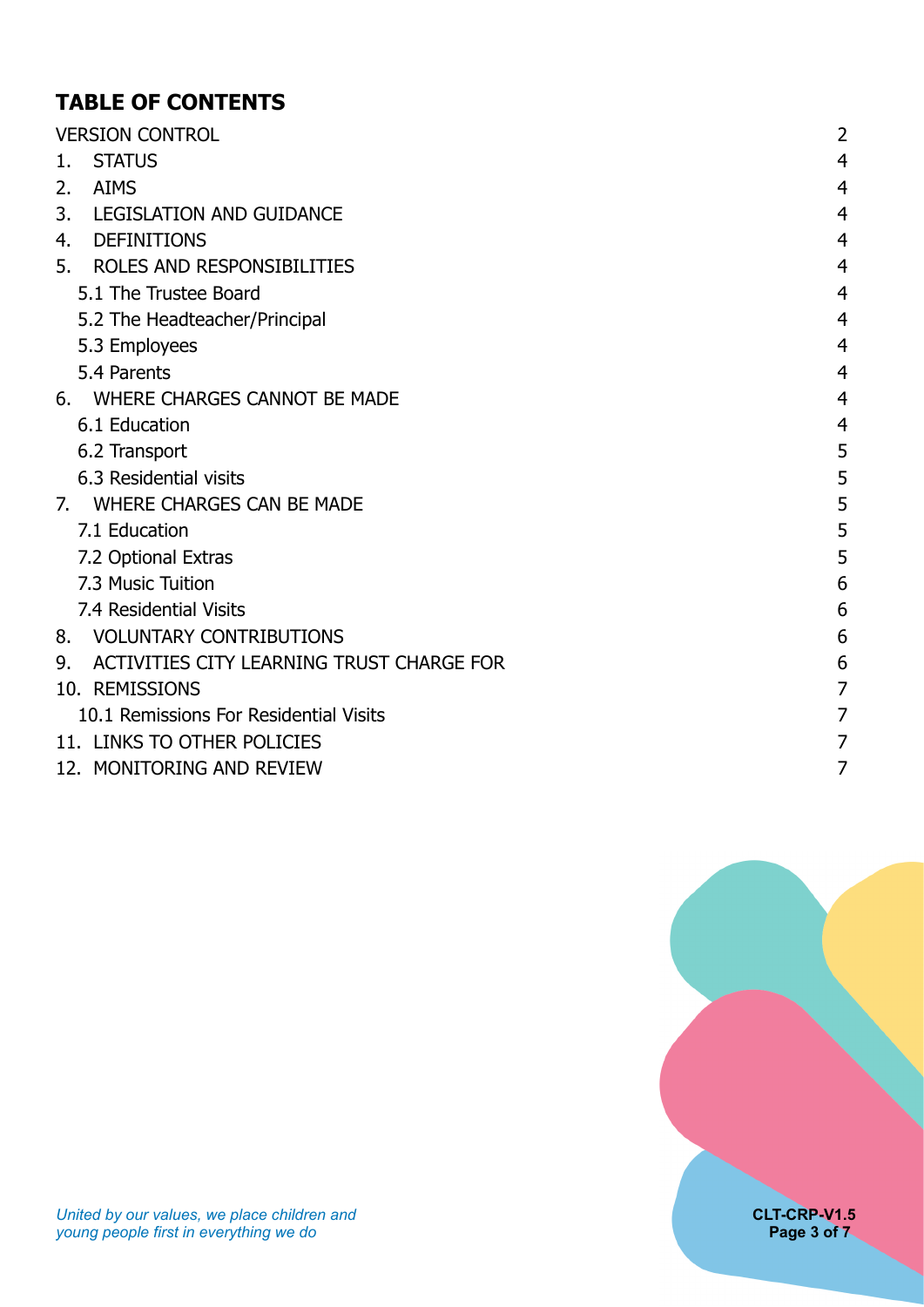## TABLE OF CONTENTS

| | |
|---|---|
| VERSION CONTROL | 2 |
| 1. STATUS | 4 |
| 2. AIMS | 4 |
| 3. LEGISLATION AND GUIDANCE | 4 |
| 4. DEFINITIONS | 4 |
| 5. ROLES AND RESPONSIBILITIES | 4 |
| 5.1 The Trustee Board | 4 |
| 5.2 The Headteacher/Principal | 4 |
| 5.3 Employees | 4 |
| 5.4 Parents | 4 |
| 6. WHERE CHARGES CANNOT BE MADE | 4 |
| 6.1 Education | 4 |
| 6.2 Transport | 5 |
| 6.3 Residential visits | 5 |
| 7. WHERE CHARGES CAN BE MADE | 5 |
| 7.1 Education | 5 |
| 7.2 Optional Extras | 5 |
| 7.3 Music Tuition | 6 |
| 7.4 Residential Visits | 6 |
| 8. VOLUNTARY CONTRIBUTIONS | 6 |
| 9. ACTIVITIES CITY LEARNING TRUST CHARGE FOR | 6 |
| 10. REMISSIONS | 7 |
| 10.1 Remissions For Residential Visits | 7 |
| 11. LINKS TO OTHER POLICIES | 7 |
| 12. MONITORING AND REVIEW | 7 |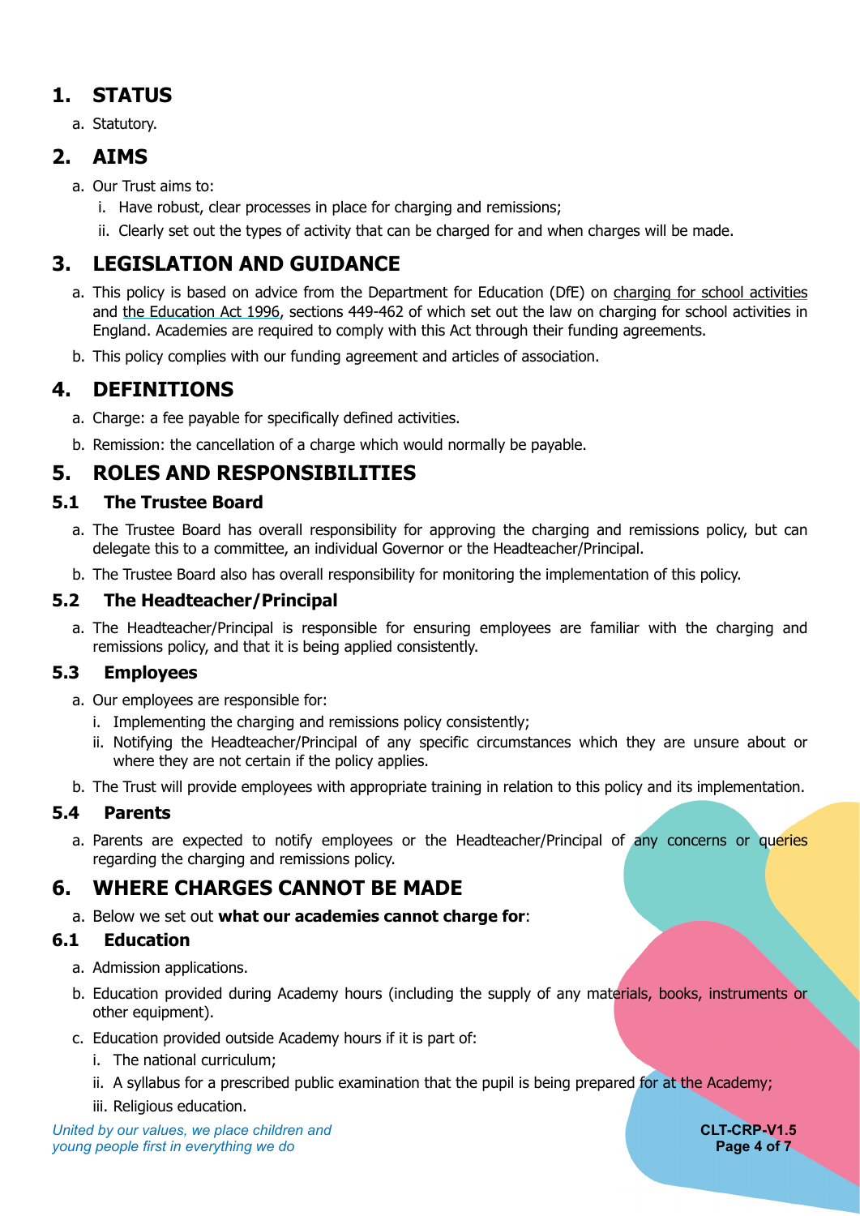# 1. STATUS

a. Statutory.

# 2. AIMS

a. Our Trust aims to:

   i. Have robust, clear processes in place for charging and remissions;

   ii. Clearly set out the types of activity that can be charged for and when charges will be made.

# 3. LEGISLATION AND GUIDANCE

a. This policy is based on advice from the Department for Education (DfE) on charging for school activities and the Education Act 1996, sections 449-462 of which set out the law on charging for school activities in England. Academies are required to comply with this Act through their funding agreements.

b. This policy complies with our funding agreement and articles of association.

# 4. DEFINITIONS

a. Charge: a fee payable for specifically defined activities.

b. Remission: the cancellation of a charge which would normally be payable.

# 5. ROLES AND RESPONSIBILITIES

## 5.1 The Trustee Board

a. The Trustee Board has overall responsibility for approving the charging and remissions policy, but can delegate this to a committee, an individual Governor or the Headteacher/Principal.

b. The Trustee Board also has overall responsibility for monitoring the implementation of this policy.

## 5.2 The Headteacher/Principal

a. The Headteacher/Principal is responsible for ensuring employees are familiar with the charging and remissions policy, and that it is being applied consistently.

## 5.3 Employees

a. Our employees are responsible for:

   i. Implementing the charging and remissions policy consistently;

   ii. Notifying the Headteacher/Principal of any specific circumstances which they are unsure about or where they are not certain if the policy applies.

b. The Trust will provide employees with appropriate training in relation to this policy and its implementation.

## 5.4 Parents

a. Parents are expected to notify employees or the Headteacher/Principal of any concerns or queries regarding the charging and remissions policy.

# 6. WHERE CHARGES CANNOT BE MADE

a. Below we set out **what our academies cannot charge for**:

## 6.1 Education

a. Admission applications.

b. Education provided during Academy hours (including the supply of any materials, books, instruments or other equipment).

c. Education provided outside Academy hours if it is part of:

   i. The national curriculum;

   ii. A syllabus for a prescribed public examination that the pupil is being prepared for at the Academy;

   iii. Religious education.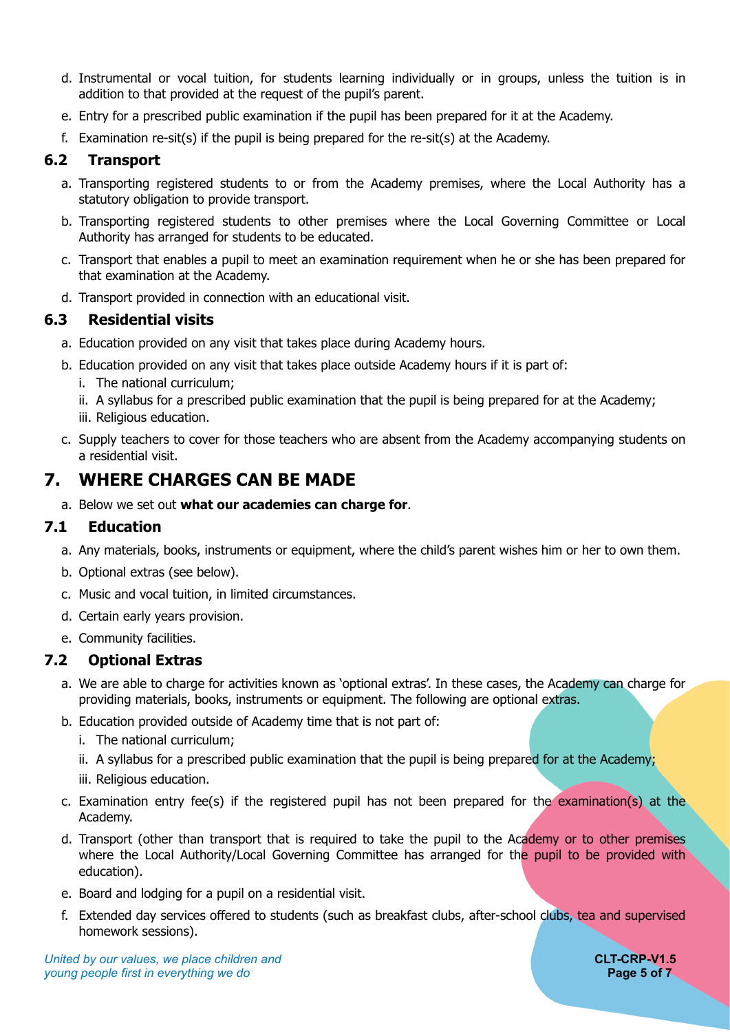d. Instrumental or vocal tuition, for students learning individually or in groups, unless the tuition is in addition to that provided at the request of the pupil's parent.

e. Entry for a prescribed public examination if the pupil has been prepared for it at the Academy.

f. Examination re-sit(s) if the pupil is being prepared for the re-sit(s) at the Academy.

### 6.2 Transport

a. Transporting registered students to or from the Academy premises, where the Local Authority has a statutory obligation to provide transport.

b. Transporting registered students to other premises where the Local Governing Committee or Local Authority has arranged for students to be educated.

c. Transport that enables a pupil to meet an examination requirement when he or she has been prepared for that examination at the Academy.

d. Transport provided in connection with an educational visit.

### 6.3 Residential visits

a. Education provided on any visit that takes place during Academy hours.

b. Education provided on any visit that takes place outside Academy hours if it is part of:

   i. The national curriculum;

   ii. A syllabus for a prescribed public examination that the pupil is being prepared for at the Academy;

   iii. Religious education.

c. Supply teachers to cover for those teachers who are absent from the Academy accompanying students on a residential visit.

## 7. WHERE CHARGES CAN BE MADE

a. Below we set out **what our academies can charge for**.

### 7.1 Education

a. Any materials, books, instruments or equipment, where the child's parent wishes him or her to own them.

b. Optional extras (see below).

c. Music and vocal tuition, in limited circumstances.

d. Certain early years provision.

e. Community facilities.

### 7.2 Optional Extras

a. We are able to charge for activities known as 'optional extras'. In these cases, the Academy can charge for providing materials, books, instruments or equipment. The following are optional extras.

b. Education provided outside of Academy time that is not part of:

   i. The national curriculum;

   ii. A syllabus for a prescribed public examination that the pupil is being prepared for at the Academy;

   iii. Religious education.

c. Examination entry fee(s) if the registered pupil has not been prepared for the examination(s) at the Academy.

d. Transport (other than transport that is required to take the pupil to the Academy or to other premises where the Local Authority/Local Governing Committee has arranged for the pupil to be provided with education).

e. Board and lodging for a pupil on a residential visit.

f. Extended day services offered to students (such as breakfast clubs, after-school clubs, tea and supervised homework sessions).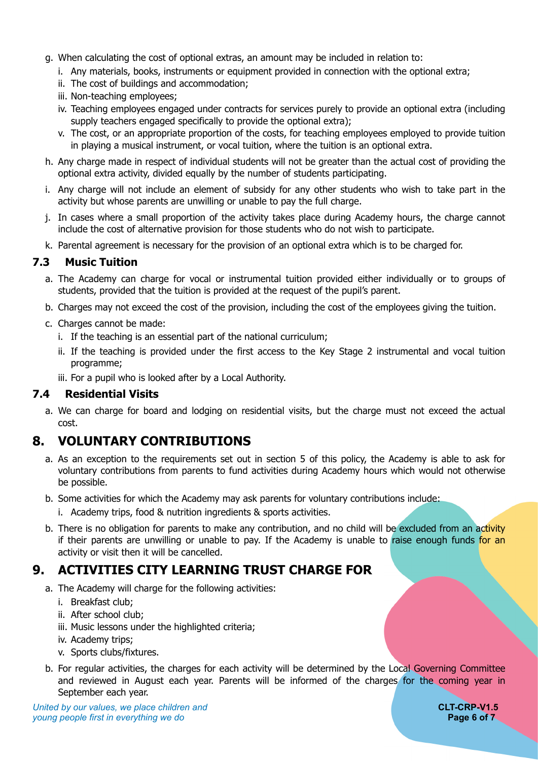g. When calculating the cost of optional extras, an amount may be included in relation to:
   i. Any materials, books, instruments or equipment provided in connection with the optional extra;
   ii. The cost of buildings and accommodation;
   iii. Non-teaching employees;
   iv. Teaching employees engaged under contracts for services purely to provide an optional extra (including supply teachers engaged specifically to provide the optional extra);
   v. The cost, or an appropriate proportion of the costs, for teaching employees employed to provide tuition in playing a musical instrument, or vocal tuition, where the tuition is an optional extra.

h. Any charge made in respect of individual students will not be greater than the actual cost of providing the optional extra activity, divided equally by the number of students participating.

i. Any charge will not include an element of subsidy for any other students who wish to take part in the activity but whose parents are unwilling or unable to pay the full charge.

j. In cases where a small proportion of the activity takes place during Academy hours, the charge cannot include the cost of alternative provision for those students who do not wish to participate.

k. Parental agreement is necessary for the provision of an optional extra which is to be charged for.

### 7.3 Music Tuition

a. The Academy can charge for vocal or instrumental tuition provided either individually or to groups of students, provided that the tuition is provided at the request of the pupil's parent.

b. Charges may not exceed the cost of the provision, including the cost of the employees giving the tuition.

c. Charges cannot be made:
   i. If the teaching is an essential part of the national curriculum;
   ii. If the teaching is provided under the first access to the Key Stage 2 instrumental and vocal tuition programme;
   iii. For a pupil who is looked after by a Local Authority.

### 7.4 Residential Visits

a. We can charge for board and lodging on residential visits, but the charge must not exceed the actual cost.

## 8. VOLUNTARY CONTRIBUTIONS

a. As an exception to the requirements set out in section 5 of this policy, the Academy is able to ask for voluntary contributions from parents to fund activities during Academy hours which would not otherwise be possible.

b. Some activities for which the Academy may ask parents for voluntary contributions include:
   i. Academy trips, food & nutrition ingredients & sports activities.

b. There is no obligation for parents to make any contribution, and no child will be excluded from an activity if their parents are unwilling or unable to pay. If the Academy is unable to raise enough funds for an activity or visit then it will be cancelled.

## 9. ACTIVITIES CITY LEARNING TRUST CHARGE FOR

a. The Academy will charge for the following activities:
   i. Breakfast club;
   ii. After school club;
   iii. Music lessons under the highlighted criteria;
   iv. Academy trips;
   v. Sports clubs/fixtures.

b. For regular activities, the charges for each activity will be determined by the Local Governing Committee and reviewed in August each year. Parents will be informed of the charges for the coming year in September each year.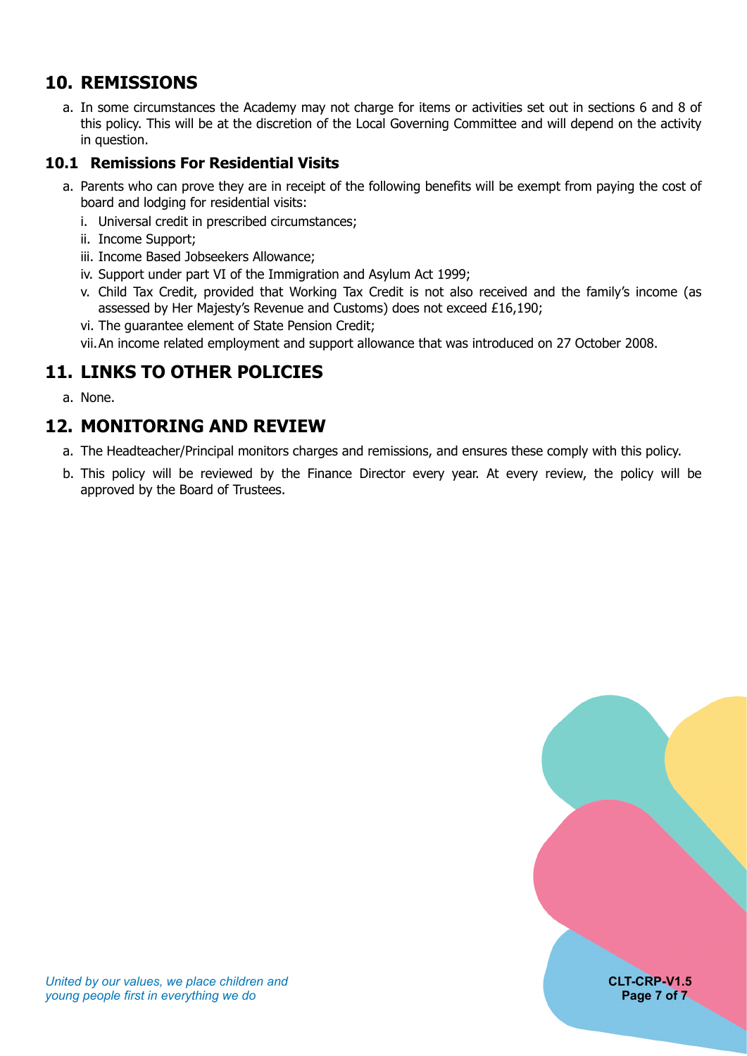## 10. REMISSIONS

a. In some circumstances the Academy may not charge for items or activities set out in sections 6 and 8 of this policy. This will be at the discretion of the Local Governing Committee and will depend on the activity in question.

### 10.1 Remissions For Residential Visits

a. Parents who can prove they are in receipt of the following benefits will be exempt from paying the cost of board and lodging for residential visits:
   - i. Universal credit in prescribed circumstances;
   - ii. Income Support;
   - iii. Income Based Jobseekers Allowance;
   - iv. Support under part VI of the Immigration and Asylum Act 1999;
   - v. Child Tax Credit, provided that Working Tax Credit is not also received and the family's income (as assessed by Her Majesty's Revenue and Customs) does not exceed £16,190;
   - vi. The guarantee element of State Pension Credit;
   - vii. An income related employment and support allowance that was introduced on 27 October 2008.

## 11. LINKS TO OTHER POLICIES

a. None.

## 12. MONITORING AND REVIEW

a. The Headteacher/Principal monitors charges and remissions, and ensures these comply with this policy.

b. This policy will be reviewed by the Finance Director every year. At every review, the policy will be approved by the Board of Trustees.